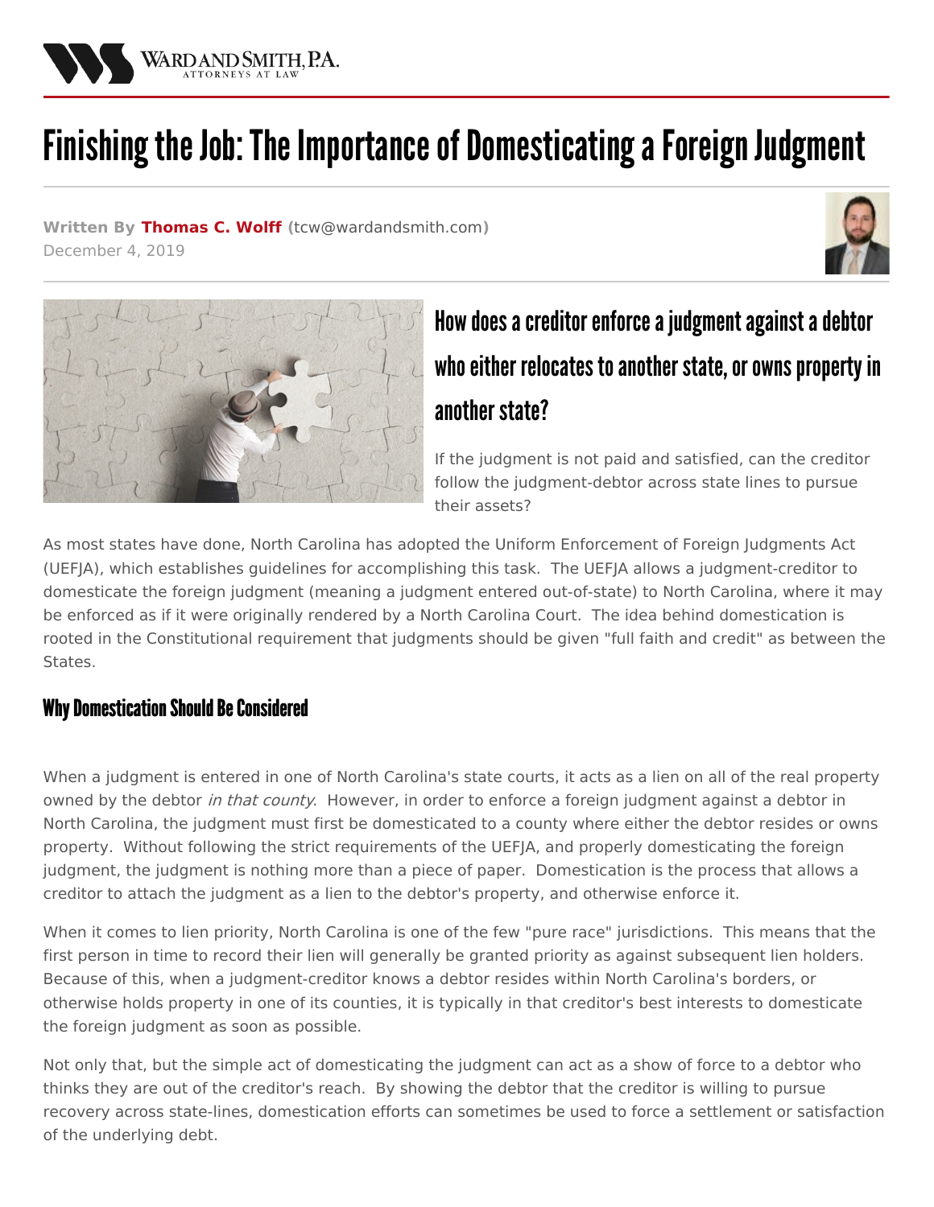WARD AND SMITH, P.A.
ATTORNEYS AT LAW

# Finishing the Job: The Importance of Domesticating a Foreign Judgment

**Written By Thomas C. Wolff (tcw@wardandsmith.com)**
December 4, 2019

## How does a creditor enforce a judgment against a debtor who either relocates to another state, or owns property in another state?

If the judgment is not paid and satisfied, can the creditor follow the judgment-debtor across state lines to pursue their assets?

As most states have done, North Carolina has adopted the Uniform Enforcement of Foreign Judgments Act (UEFJA), which establishes guidelines for accomplishing this task. The UEFJA allows a judgment-creditor to domesticate the foreign judgment (meaning a judgment entered out-of-state) to North Carolina, where it may be enforced as if it were originally rendered by a North Carolina Court. The idea behind domestication is rooted in the Constitutional requirement that judgments should be given "full faith and credit" as between the States.

### Why Domestication Should Be Considered

When a judgment is entered in one of North Carolina's state courts, it acts as a lien on all of the real property owned by the debtor *in that county*. However, in order to enforce a foreign judgment against a debtor in North Carolina, the judgment must first be domesticated to a county where either the debtor resides or owns property. Without following the strict requirements of the UEFJA, and properly domesticating the foreign judgment, the judgment is nothing more than a piece of paper. Domestication is the process that allows a creditor to attach the judgment as a lien to the debtor's property, and otherwise enforce it.

When it comes to lien priority, North Carolina is one of the few "pure race" jurisdictions. This means that the first person in time to record their lien will generally be granted priority as against subsequent lien holders. Because of this, when a judgment-creditor knows a debtor resides within North Carolina's borders, or otherwise holds property in one of its counties, it is typically in that creditor's best interests to domesticate the foreign judgment as soon as possible.

Not only that, but the simple act of domesticating the judgment can act as a show of force to a debtor who thinks they are out of the creditor's reach. By showing the debtor that the creditor is willing to pursue recovery across state-lines, domestication efforts can sometimes be used to force a settlement or satisfaction of the underlying debt.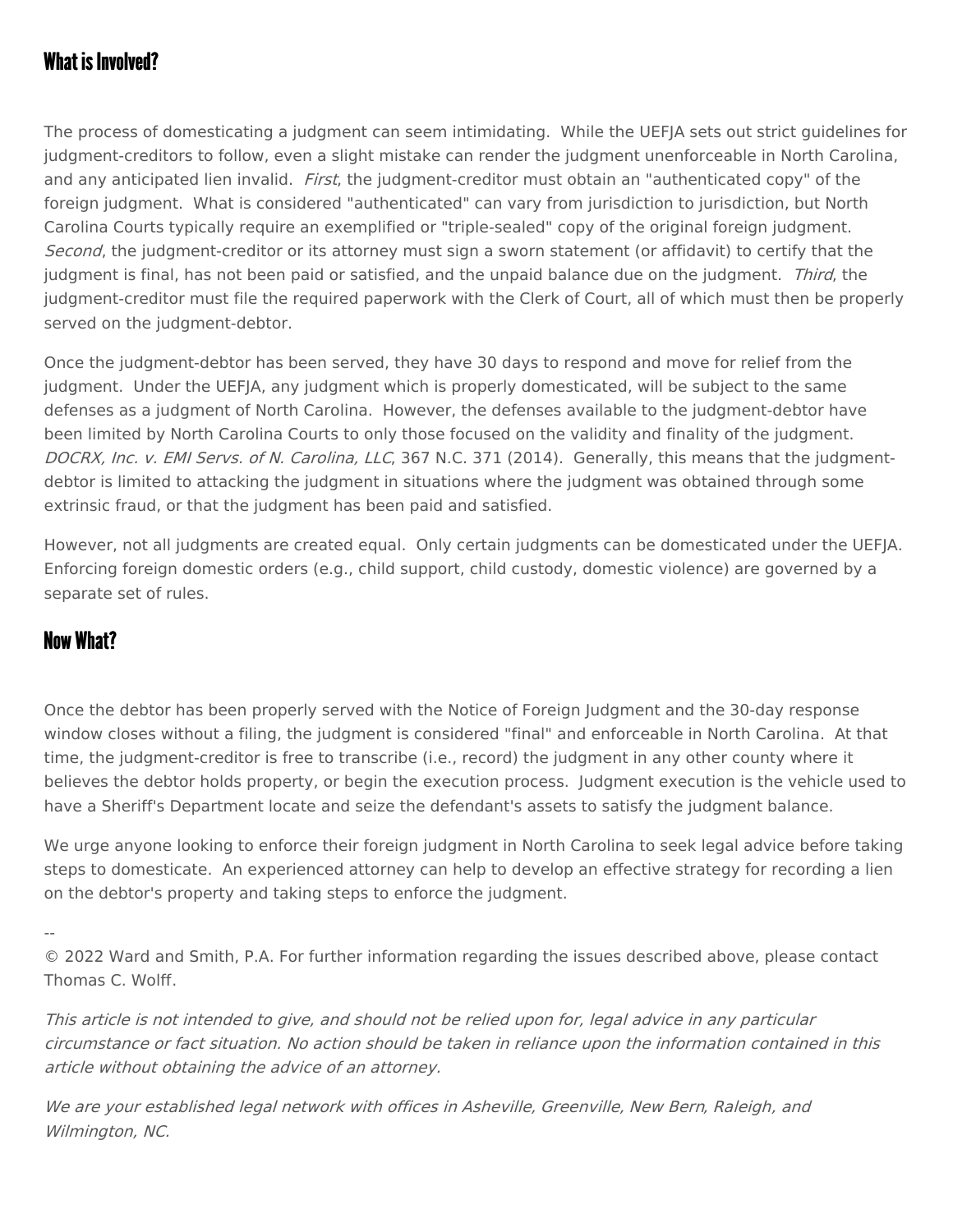## What is Involved?

The process of domesticating a judgment can seem intimidating. While the UEFJA sets out strict guidelines for judgment-creditors to follow, even a slight mistake can render the judgment unenforceable in North Carolina, and any anticipated lien invalid. *First*, the judgment-creditor must obtain an "authenticated copy" of the foreign judgment. What is considered "authenticated" can vary from jurisdiction to jurisdiction, but North Carolina Courts typically require an exemplified or "triple-sealed" copy of the original foreign judgment. *Second*, the judgment-creditor or its attorney must sign a sworn statement (or affidavit) to certify that the judgment is final, has not been paid or satisfied, and the unpaid balance due on the judgment. *Third*, the judgment-creditor must file the required paperwork with the Clerk of Court, all of which must then be properly served on the judgment-debtor.

Once the judgment-debtor has been served, they have 30 days to respond and move for relief from the judgment. Under the UEFJA, any judgment which is properly domesticated, will be subject to the same defenses as a judgment of North Carolina. However, the defenses available to the judgment-debtor have been limited by North Carolina Courts to only those focused on the validity and finality of the judgment. *DOCRX, Inc. v. EMI Servs. of N. Carolina, LLC*, 367 N.C. 371 (2014). Generally, this means that the judgment-debtor is limited to attacking the judgment in situations where the judgment was obtained through some extrinsic fraud, or that the judgment has been paid and satisfied.

However, not all judgments are created equal. Only certain judgments can be domesticated under the UEFJA. Enforcing foreign domestic orders (e.g., child support, child custody, domestic violence) are governed by a separate set of rules.

## Now What?

Once the debtor has been properly served with the Notice of Foreign Judgment and the 30-day response window closes without a filing, the judgment is considered "final" and enforceable in North Carolina. At that time, the judgment-creditor is free to transcribe (i.e., record) the judgment in any other county where it believes the debtor holds property, or begin the execution process. Judgment execution is the vehicle used to have a Sheriff's Department locate and seize the defendant's assets to satisfy the judgment balance.

We urge anyone looking to enforce their foreign judgment in North Carolina to seek legal advice before taking steps to domesticate. An experienced attorney can help to develop an effective strategy for recording a lien on the debtor's property and taking steps to enforce the judgment.

--

© 2022 Ward and Smith, P.A. For further information regarding the issues described above, please contact Thomas C. Wolff.

*This article is not intended to give, and should not be relied upon for, legal advice in any particular circumstance or fact situation. No action should be taken in reliance upon the information contained in this article without obtaining the advice of an attorney.*

*We are your established legal network with offices in Asheville, Greenville, New Bern, Raleigh, and Wilmington, NC.*